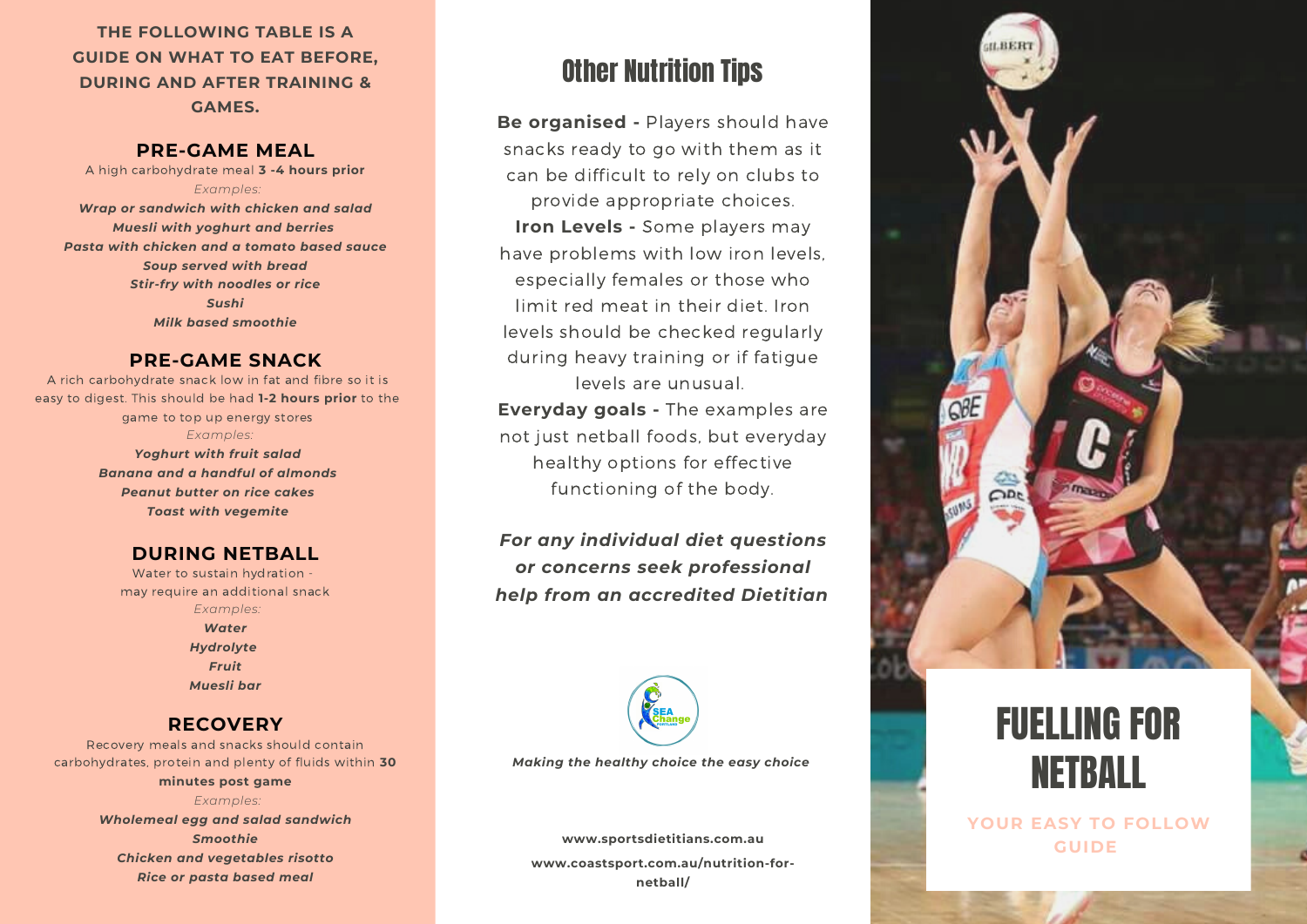**THE FOLLOWING TABLE IS A GUIDE ON WHAT TO EAT BEFORE, DURING AND AFTER TRAINING & GAMES.**

## PRE-GAME MEAL

A high carbohydrate meal **3 -4 hours prior**

*Examples:*

***Wrap or sandwich with chicken and salad***
***Muesli with yoghurt and berries***
***Pasta with chicken and a tomato based sauce***
***Soup served with bread***
***Stir-fry with noodles or rice***
***Sushi***
***Milk based smoothie***

## PRE-GAME SNACK

A rich carbohydrate snack low in fat and fibre so it is easy to digest. This should be had **1-2 hours prior** to the game to top up energy stores

*Examples:*

***Yoghurt with fruit salad***
***Banana and a handful of almonds***
***Peanut butter on rice cakes***
***Toast with vegemite***

## DURING NETBALL

Water to sustain hydration - may require an additional snack

*Examples:*

***Water***
***Hydrolyte***
***Fruit***
***Muesli bar***

## RECOVERY

Recovery meals and snacks should contain carbohydrates, protein and plenty of fluids within **30 minutes post game**

*Examples:*

***Wholemeal egg and salad sandwich***
***Smoothie***
***Chicken and vegetables risotto***
***Rice or pasta based meal***

# Other Nutrition Tips

**Be organised -** Players should have snacks ready to go with them as it can be difficult to rely on clubs to provide appropriate choices.

**Iron Levels -** Some players may have problems with low iron levels, especially females or those who limit red meat in their diet. Iron levels should be checked regularly during heavy training or if fatigue levels are unusual.

**Everyday goals -** The examples are not just netball foods, but everyday healthy options for effective functioning of the body.

***For any individual diet questions or concerns seek professional help from an accredited Dietitian***

SEA Change

*Making the healthy choice the easy choice*

**www.sportsdietitians.com.au**

**www.coastsport.com.au/nutrition-for-netball/**

# FUELLING FOR NETBALL

**YOUR EASY TO FOLLOW GUIDE**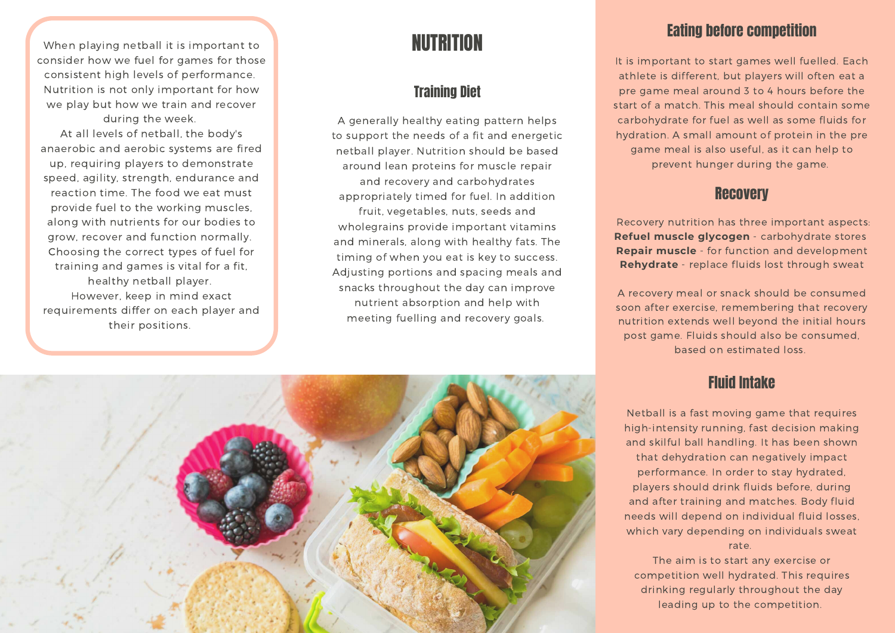When playing netball it is important to consider how we fuel for games for those consistent high levels of performance. Nutrition is not only important for how we play but how we train and recover during the week.
At all levels of netball, the body's anaerobic and aerobic systems are fired up, requiring players to demonstrate speed, agility, strength, endurance and reaction time. The food we eat must provide fuel to the working muscles, along with nutrients for our bodies to grow, recover and function normally. Choosing the correct types of fuel for training and games is vital for a fit, healthy netball player.
However, keep in mind exact requirements differ on each player and their positions.

# NUTRITION

## Training Diet

A generally healthy eating pattern helps to support the needs of a fit and energetic netball player. Nutrition should be based around lean proteins for muscle repair and recovery and carbohydrates appropriately timed for fuel. In addition fruit, vegetables, nuts, seeds and wholegrains provide important vitamins and minerals, along with healthy fats. The timing of when you eat is key to success. Adjusting portions and spacing meals and snacks throughout the day can improve nutrient absorption and help with meeting fuelling and recovery goals.

## Eating before competition

It is important to start games well fuelled. Each athlete is different, but players will often eat a pre game meal around 3 to 4 hours before the start of a match. This meal should contain some carbohydrate for fuel as well as some fluids for hydration. A small amount of protein in the pre game meal is also useful, as it can help to prevent hunger during the game.

## Recovery

Recovery nutrition has three important aspects:
**Refuel muscle glycogen** - carbohydrate stores
**Repair muscle** - for function and development
**Rehydrate** - replace fluids lost through sweat

A recovery meal or snack should be consumed soon after exercise, remembering that recovery nutrition extends well beyond the initial hours post game. Fluids should also be consumed, based on estimated loss.

## Fluid Intake

Netball is a fast moving game that requires high-intensity running, fast decision making and skilful ball handling. It has been shown that dehydration can negatively impact performance. In order to stay hydrated, players should drink fluids before, during and after training and matches. Body fluid needs will depend on individual fluid losses, which vary depending on individuals sweat rate.
The aim is to start any exercise or competition well hydrated. This requires drinking regularly throughout the day leading up to the competition.